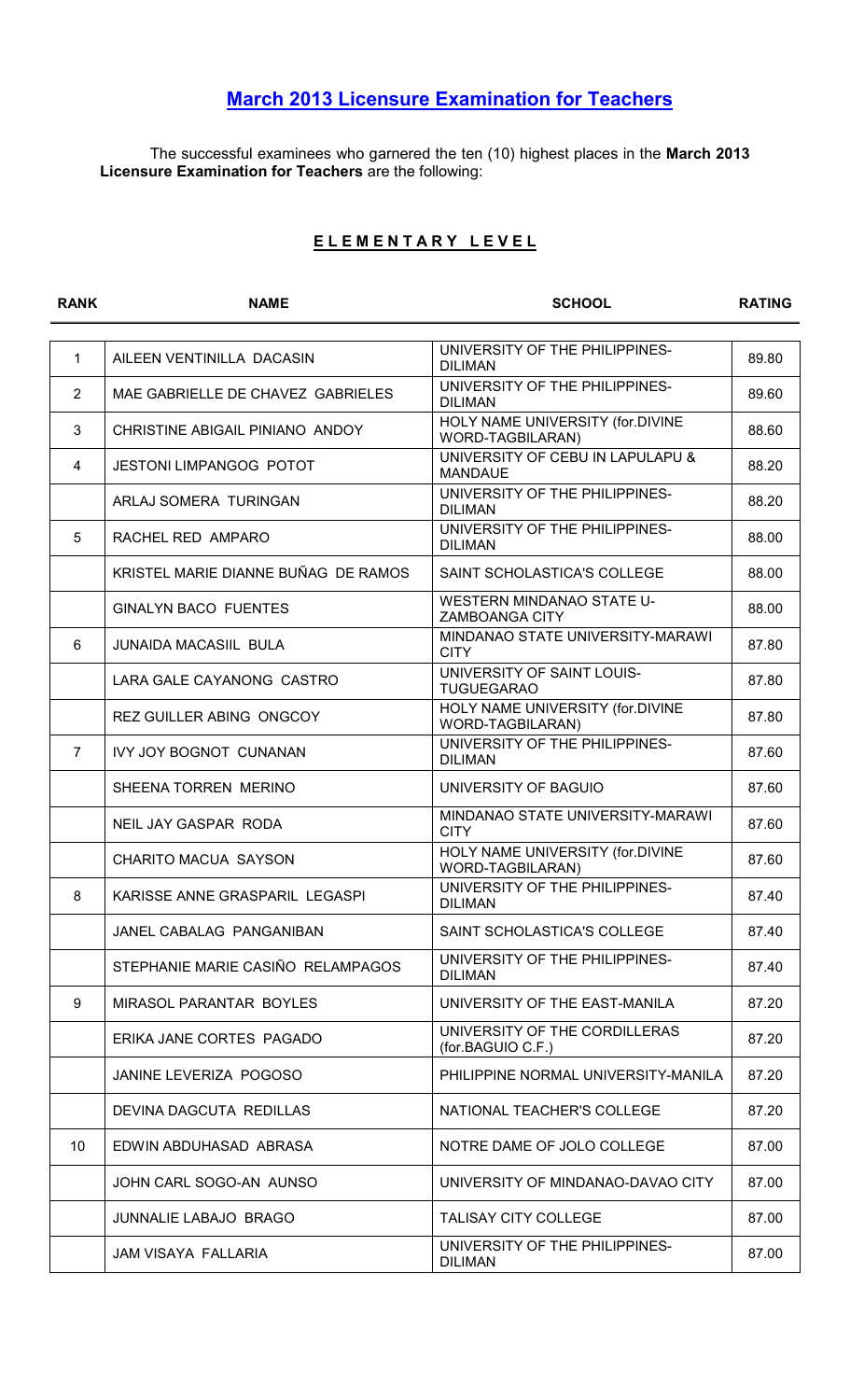# March 2013 Licensure Examination for Teachers

The successful examinees who garnered the ten (10) highest places in the **March 2013 Licensure Examination for Teachers** are the following:

## E L E M E N T A R Y   L E V E L

| RANK | NAME | SCHOOL | RATING |
|---|---|---|---|
| 1 | AILEEN VENTINILLA DACASIN | UNIVERSITY OF THE PHILIPPINES-DILIMAN | 89.80 |
| 2 | MAE GABRIELLE DE CHAVEZ GABRIELES | UNIVERSITY OF THE PHILIPPINES-DILIMAN | 89.60 |
| 3 | CHRISTINE ABIGAIL PINIANO ANDOY | HOLY NAME UNIVERSITY (for.DIVINE WORD-TAGBILARAN) | 88.60 |
| 4 | JESTONI LIMPANGOG POTOT | UNIVERSITY OF CEBU IN LAPULAPU & MANDAUE | 88.20 |
| | ARLAJ SOMERA TURINGAN | UNIVERSITY OF THE PHILIPPINES-DILIMAN | 88.20 |
| 5 | RACHEL RED AMPARO | UNIVERSITY OF THE PHILIPPINES-DILIMAN | 88.00 |
| | KRISTEL MARIE DIANNE BUÑAG DE RAMOS | SAINT SCHOLASTICA'S COLLEGE | 88.00 |
| | GINALYN BACO FUENTES | WESTERN MINDANAO STATE U-ZAMBOANGA CITY | 88.00 |
| 6 | JUNAIDA MACASIIL BULA | MINDANAO STATE UNIVERSITY-MARAWI CITY | 87.80 |
| | LARA GALE CAYANONG CASTRO | UNIVERSITY OF SAINT LOUIS-TUGUEGARAO | 87.80 |
| | REZ GUILLER ABING ONGCOY | HOLY NAME UNIVERSITY (for.DIVINE WORD-TAGBILARAN) | 87.80 |
| 7 | IVY JOY BOGNOT CUNANAN | UNIVERSITY OF THE PHILIPPINES-DILIMAN | 87.60 |
| | SHEENA TORREN MERINO | UNIVERSITY OF BAGUIO | 87.60 |
| | NEIL JAY GASPAR RODA | MINDANAO STATE UNIVERSITY-MARAWI CITY | 87.60 |
| | CHARITO MACUA SAYSON | HOLY NAME UNIVERSITY (for.DIVINE WORD-TAGBILARAN) | 87.60 |
| 8 | KARISSE ANNE GRASPARIL LEGASPI | UNIVERSITY OF THE PHILIPPINES-DILIMAN | 87.40 |
| | JANEL CABALAG PANGANIBAN | SAINT SCHOLASTICA'S COLLEGE | 87.40 |
| | STEPHANIE MARIE CASIÑO RELAMPAGOS | UNIVERSITY OF THE PHILIPPINES-DILIMAN | 87.40 |
| 9 | MIRASOL PARANTAR BOYLES | UNIVERSITY OF THE EAST-MANILA | 87.20 |
| | ERIKA JANE CORTES PAGADO | UNIVERSITY OF THE CORDILLERAS (for.BAGUIO C.F.) | 87.20 |
| | JANINE LEVERIZA POGOSO | PHILIPPINE NORMAL UNIVERSITY-MANILA | 87.20 |
| | DEVINA DAGCUTA REDILLAS | NATIONAL TEACHER'S COLLEGE | 87.20 |
| 10 | EDWIN ABDUHASAD ABRASA | NOTRE DAME OF JOLO COLLEGE | 87.00 |
| | JOHN CARL SOGO-AN AUNSO | UNIVERSITY OF MINDANAO-DAVAO CITY | 87.00 |
| | JUNNALIE LABAJO BRAGO | TALISAY CITY COLLEGE | 87.00 |
| | JAM VISAYA FALLARIA | UNIVERSITY OF THE PHILIPPINES-DILIMAN | 87.00 |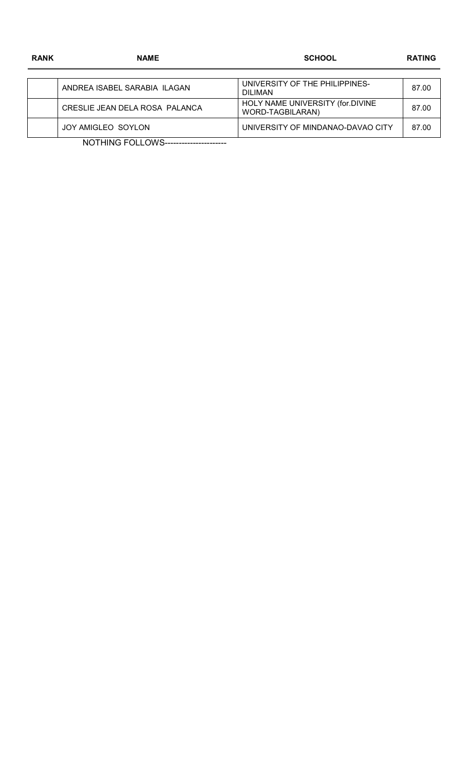| RANK | NAME | SCHOOL | RATING |
|---|---|---|---|
| | ANDREA ISABEL SARABIA ILAGAN | UNIVERSITY OF THE PHILIPPINES-DILIMAN | 87.00 |
| | CRESLIE JEAN DELA ROSA PALANCA | HOLY NAME UNIVERSITY (for.DIVINE WORD-TAGBILARAN) | 87.00 |
| | JOY AMIGLEO SOYLON | UNIVERSITY OF MINDANAO-DAVAO CITY | 87.00 |

NOTHING FOLLOWS----------------------